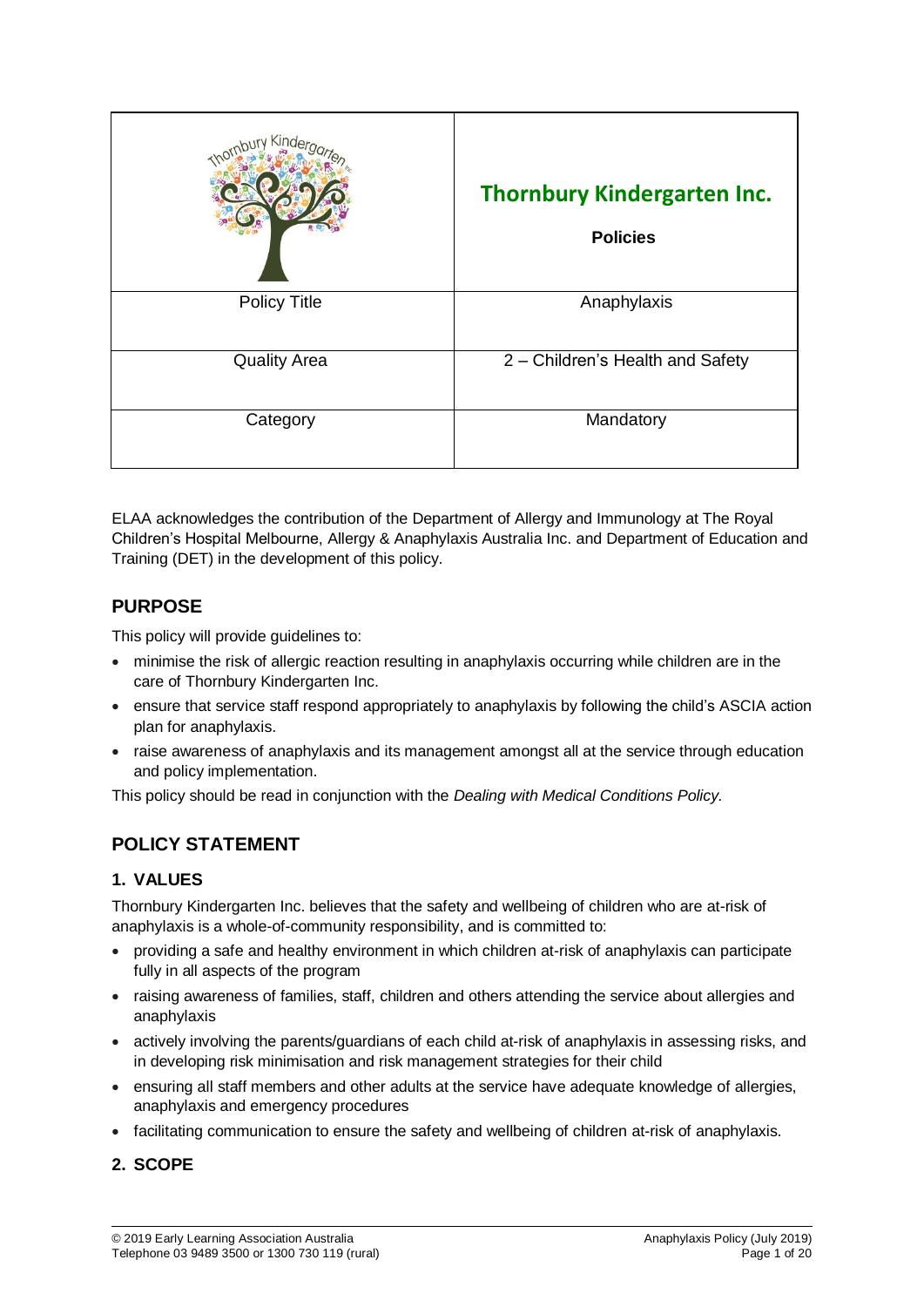| | **Thornbury Kindergarten Inc.**<br><br>**Policies** |
|---|---|
| Policy Title | Anaphylaxis |
| Quality Area | 2 – Children's Health and Safety |
| Category | Mandatory |

ELAA acknowledges the contribution of the Department of Allergy and Immunology at The Royal Children's Hospital Melbourne, Allergy & Anaphylaxis Australia Inc. and Department of Education and Training (DET) in the development of this policy.

## PURPOSE

This policy will provide guidelines to:

- minimise the risk of allergic reaction resulting in anaphylaxis occurring while children are in the care of Thornbury Kindergarten Inc.
- ensure that service staff respond appropriately to anaphylaxis by following the child's ASCIA action plan for anaphylaxis.
- raise awareness of anaphylaxis and its management amongst all at the service through education and policy implementation.

This policy should be read in conjunction with the *Dealing with Medical Conditions Policy.*

## POLICY STATEMENT

### 1. VALUES

Thornbury Kindergarten Inc. believes that the safety and wellbeing of children who are at-risk of anaphylaxis is a whole-of-community responsibility, and is committed to:

- providing a safe and healthy environment in which children at-risk of anaphylaxis can participate fully in all aspects of the program
- raising awareness of families, staff, children and others attending the service about allergies and anaphylaxis
- actively involving the parents/guardians of each child at-risk of anaphylaxis in assessing risks, and in developing risk minimisation and risk management strategies for their child
- ensuring all staff members and other adults at the service have adequate knowledge of allergies, anaphylaxis and emergency procedures
- facilitating communication to ensure the safety and wellbeing of children at-risk of anaphylaxis.

### 2. SCOPE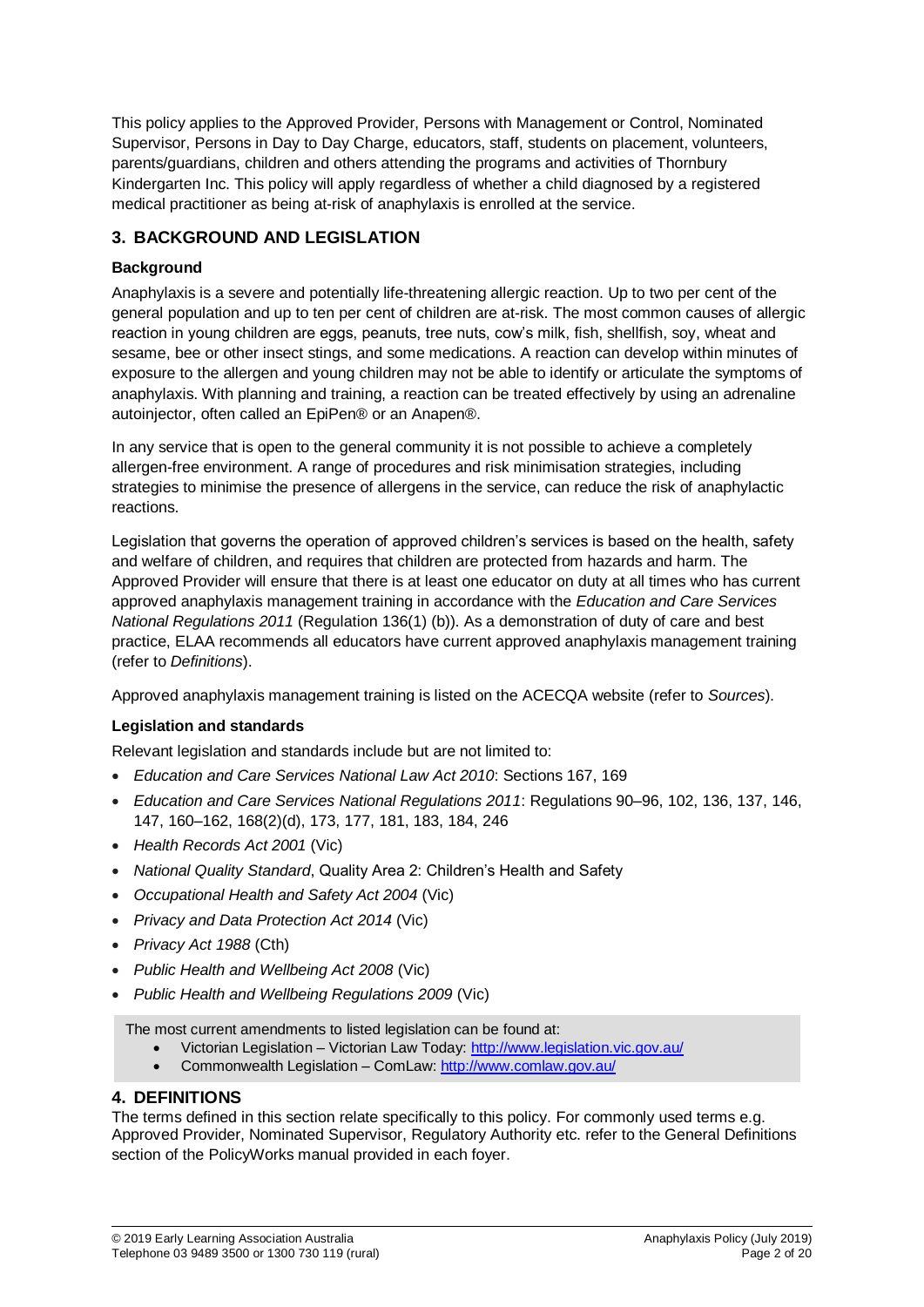This policy applies to the Approved Provider, Persons with Management or Control, Nominated Supervisor, Persons in Day to Day Charge, educators, staff, students on placement, volunteers, parents/guardians, children and others attending the programs and activities of Thornbury Kindergarten Inc. This policy will apply regardless of whether a child diagnosed by a registered medical practitioner as being at-risk of anaphylaxis is enrolled at the service.

## 3. BACKGROUND AND LEGISLATION

### Background

Anaphylaxis is a severe and potentially life-threatening allergic reaction. Up to two per cent of the general population and up to ten per cent of children are at-risk. The most common causes of allergic reaction in young children are eggs, peanuts, tree nuts, cow's milk, fish, shellfish, soy, wheat and sesame, bee or other insect stings, and some medications. A reaction can develop within minutes of exposure to the allergen and young children may not be able to identify or articulate the symptoms of anaphylaxis. With planning and training, a reaction can be treated effectively by using an adrenaline autoinjector, often called an EpiPen® or an Anapen®.

In any service that is open to the general community it is not possible to achieve a completely allergen-free environment. A range of procedures and risk minimisation strategies, including strategies to minimise the presence of allergens in the service, can reduce the risk of anaphylactic reactions.

Legislation that governs the operation of approved children's services is based on the health, safety and welfare of children, and requires that children are protected from hazards and harm. The Approved Provider will ensure that there is at least one educator on duty at all times who has current approved anaphylaxis management training in accordance with the *Education and Care Services National Regulations 2011* (Regulation 136(1) (b)). As a demonstration of duty of care and best practice, ELAA recommends all educators have current approved anaphylaxis management training (refer to *Definitions*).

Approved anaphylaxis management training is listed on the ACECQA website (refer to *Sources*).

### Legislation and standards

Relevant legislation and standards include but are not limited to:

- *Education and Care Services National Law Act 2010*: Sections 167, 169
- *Education and Care Services National Regulations 2011*: Regulations 90–96, 102, 136, 137, 146, 147, 160–162, 168(2)(d), 173, 177, 181, 183, 184, 246
- *Health Records Act 2001* (Vic)
- *National Quality Standard*, Quality Area 2: Children's Health and Safety
- *Occupational Health and Safety Act 2004* (Vic)
- *Privacy and Data Protection Act 2014* (Vic)
- *Privacy Act 1988* (Cth)
- *Public Health and Wellbeing Act 2008* (Vic)
- *Public Health and Wellbeing Regulations 2009* (Vic)

The most current amendments to listed legislation can be found at:

- Victorian Legislation – Victorian Law Today: http://www.legislation.vic.gov.au/
- Commonwealth Legislation – ComLaw: http://www.comlaw.gov.au/

## 4. DEFINITIONS

The terms defined in this section relate specifically to this policy. For commonly used terms e.g. Approved Provider, Nominated Supervisor, Regulatory Authority etc. refer to the General Definitions section of the PolicyWorks manual provided in each foyer.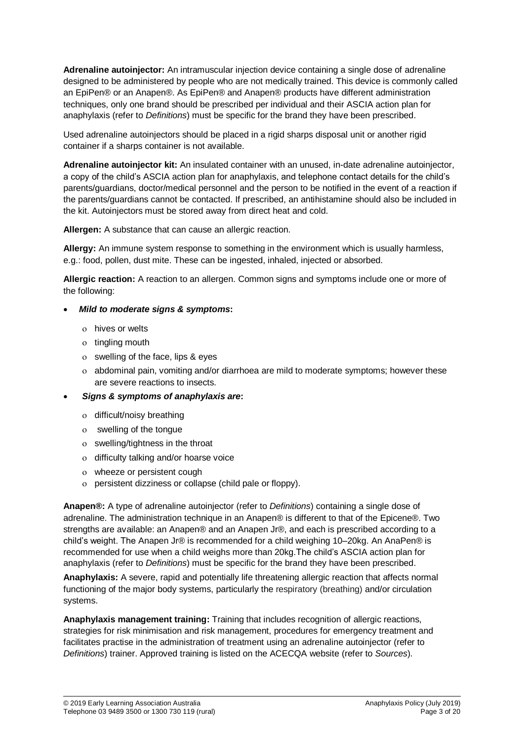**Adrenaline autoinjector:** An intramuscular injection device containing a single dose of adrenaline designed to be administered by people who are not medically trained. This device is commonly called an EpiPen® or an Anapen®. As EpiPen® and Anapen® products have different administration techniques, only one brand should be prescribed per individual and their ASCIA action plan for anaphylaxis (refer to *Definitions*) must be specific for the brand they have been prescribed.

Used adrenaline autoinjectors should be placed in a rigid sharps disposal unit or another rigid container if a sharps container is not available.

**Adrenaline autoinjector kit:** An insulated container with an unused, in-date adrenaline autoinjector, a copy of the child's ASCIA action plan for anaphylaxis, and telephone contact details for the child's parents/guardians, doctor/medical personnel and the person to be notified in the event of a reaction if the parents/guardians cannot be contacted. If prescribed, an antihistamine should also be included in the kit. Autoinjectors must be stored away from direct heat and cold.

**Allergen:** A substance that can cause an allergic reaction.

**Allergy:** An immune system response to something in the environment which is usually harmless, e.g.: food, pollen, dust mite. These can be ingested, inhaled, injected or absorbed.

**Allergic reaction:** A reaction to an allergen. Common signs and symptoms include one or more of the following:

- ***Mild to moderate signs & symptoms*:**
  - hives or welts
  - tingling mouth
  - swelling of the face, lips & eyes
  - abdominal pain, vomiting and/or diarrhoea are mild to moderate symptoms; however these are severe reactions to insects.
- ***Signs & symptoms of anaphylaxis are*:**
  - difficult/noisy breathing
  - swelling of the tongue
  - swelling/tightness in the throat
  - difficulty talking and/or hoarse voice
  - wheeze or persistent cough
  - persistent dizziness or collapse (child pale or floppy).

**Anapen®:** A type of adrenaline autoinjector (refer to *Definitions*) containing a single dose of adrenaline. The administration technique in an Anapen® is different to that of the Epicene®. Two strengths are available: an Anapen® and an Anapen Jr®, and each is prescribed according to a child's weight. The Anapen Jr® is recommended for a child weighing 10–20kg. An AnaPen® is recommended for use when a child weighs more than 20kg.The child's ASCIA action plan for anaphylaxis (refer to *Definitions*) must be specific for the brand they have been prescribed.

**Anaphylaxis:** A severe, rapid and potentially life threatening allergic reaction that affects normal functioning of the major body systems, particularly the respiratory (breathing) and/or circulation systems.

**Anaphylaxis management training:** Training that includes recognition of allergic reactions, strategies for risk minimisation and risk management, procedures for emergency treatment and facilitates practise in the administration of treatment using an adrenaline autoinjector (refer to *Definitions*) trainer. Approved training is listed on the ACECQA website (refer to *Sources*).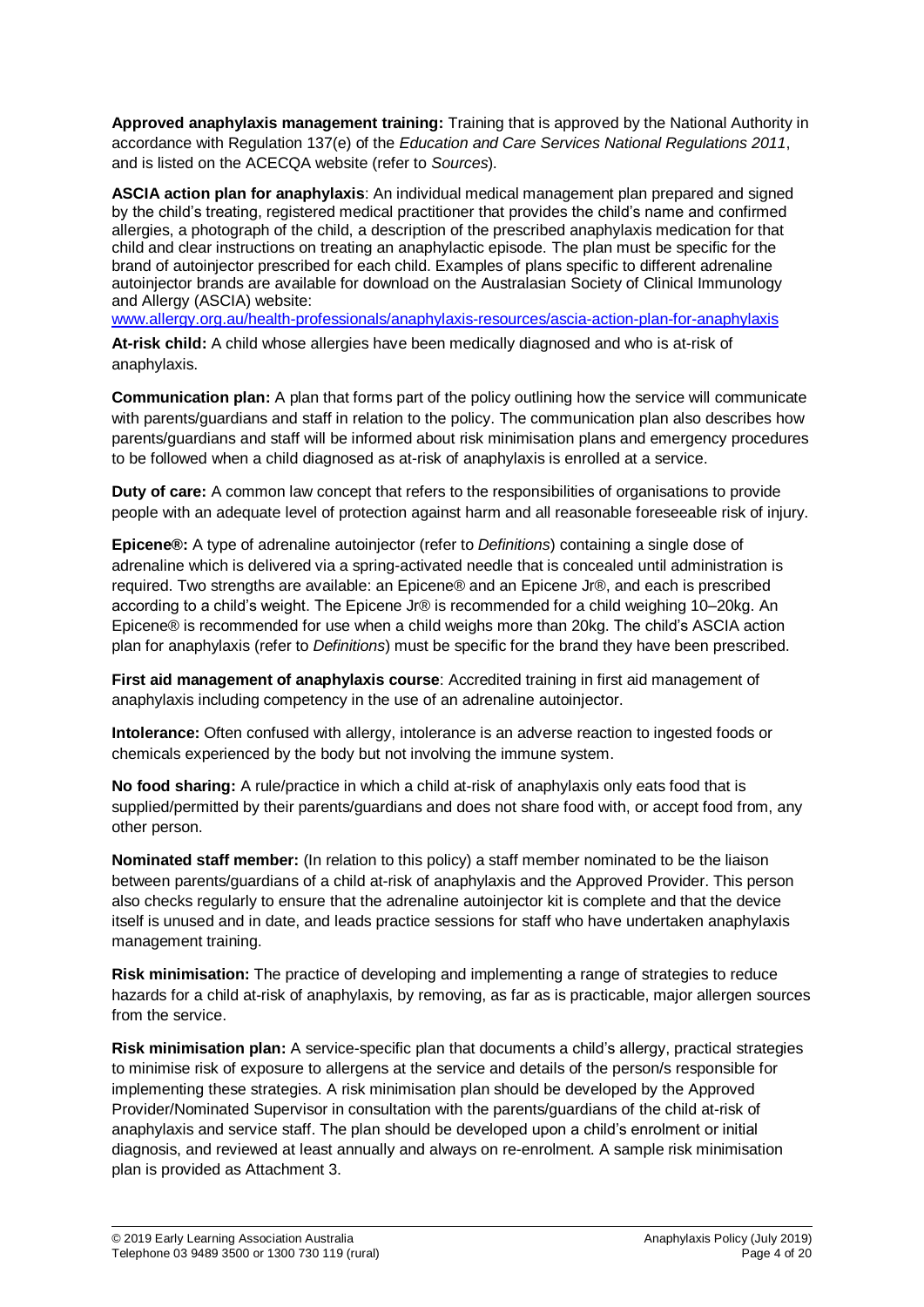**Approved anaphylaxis management training:** Training that is approved by the National Authority in accordance with Regulation 137(e) of the *Education and Care Services National Regulations 2011*, and is listed on the ACECQA website (refer to *Sources*).

**ASCIA action plan for anaphylaxis**: An individual medical management plan prepared and signed by the child's treating, registered medical practitioner that provides the child's name and confirmed allergies, a photograph of the child, a description of the prescribed anaphylaxis medication for that child and clear instructions on treating an anaphylactic episode. The plan must be specific for the brand of autoinjector prescribed for each child. Examples of plans specific to different adrenaline autoinjector brands are available for download on the Australasian Society of Clinical Immunology and Allergy (ASCIA) website:
www.allergy.org.au/health-professionals/anaphylaxis-resources/ascia-action-plan-for-anaphylaxis

**At-risk child:** A child whose allergies have been medically diagnosed and who is at-risk of anaphylaxis.

**Communication plan:** A plan that forms part of the policy outlining how the service will communicate with parents/guardians and staff in relation to the policy. The communication plan also describes how parents/guardians and staff will be informed about risk minimisation plans and emergency procedures to be followed when a child diagnosed as at-risk of anaphylaxis is enrolled at a service.

**Duty of care:** A common law concept that refers to the responsibilities of organisations to provide people with an adequate level of protection against harm and all reasonable foreseeable risk of injury.

**Epicene®:** A type of adrenaline autoinjector (refer to *Definitions*) containing a single dose of adrenaline which is delivered via a spring-activated needle that is concealed until administration is required. Two strengths are available: an Epicene® and an Epicene Jr®, and each is prescribed according to a child's weight. The Epicene Jr® is recommended for a child weighing 10–20kg. An Epicene® is recommended for use when a child weighs more than 20kg. The child's ASCIA action plan for anaphylaxis (refer to *Definitions*) must be specific for the brand they have been prescribed.

**First aid management of anaphylaxis course**: Accredited training in first aid management of anaphylaxis including competency in the use of an adrenaline autoinjector.

**Intolerance:** Often confused with allergy, intolerance is an adverse reaction to ingested foods or chemicals experienced by the body but not involving the immune system.

**No food sharing:** A rule/practice in which a child at-risk of anaphylaxis only eats food that is supplied/permitted by their parents/guardians and does not share food with, or accept food from, any other person.

**Nominated staff member:** (In relation to this policy) a staff member nominated to be the liaison between parents/guardians of a child at-risk of anaphylaxis and the Approved Provider. This person also checks regularly to ensure that the adrenaline autoinjector kit is complete and that the device itself is unused and in date, and leads practice sessions for staff who have undertaken anaphylaxis management training.

**Risk minimisation:** The practice of developing and implementing a range of strategies to reduce hazards for a child at-risk of anaphylaxis, by removing, as far as is practicable, major allergen sources from the service.

**Risk minimisation plan:** A service-specific plan that documents a child's allergy, practical strategies to minimise risk of exposure to allergens at the service and details of the person/s responsible for implementing these strategies. A risk minimisation plan should be developed by the Approved Provider/Nominated Supervisor in consultation with the parents/guardians of the child at-risk of anaphylaxis and service staff. The plan should be developed upon a child's enrolment or initial diagnosis, and reviewed at least annually and always on re-enrolment. A sample risk minimisation plan is provided as Attachment 3.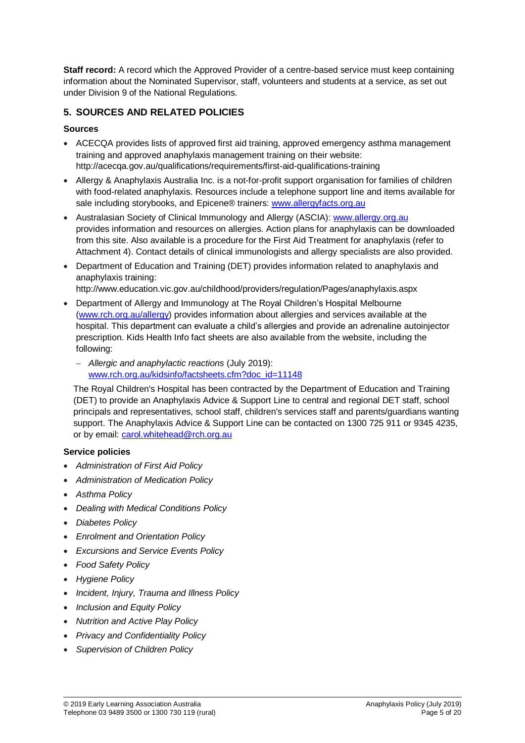**Staff record:** A record which the Approved Provider of a centre-based service must keep containing information about the Nominated Supervisor, staff, volunteers and students at a service, as set out under Division 9 of the National Regulations.

## 5. SOURCES AND RELATED POLICIES

### Sources

- ACECQA provides lists of approved first aid training, approved emergency asthma management training and approved anaphylaxis management training on their website: http://acecqa.gov.au/qualifications/requirements/first-aid-qualifications-training
- Allergy & Anaphylaxis Australia Inc. is a not-for-profit support organisation for families of children with food-related anaphylaxis. Resources include a telephone support line and items available for sale including storybooks, and Epicene® trainers: [www.allergyfacts.org.au](http://www.allergyfacts.org.au)
- Australasian Society of Clinical Immunology and Allergy (ASCIA): [www.allergy.org.au](http://www.allergy.org.au) provides information and resources on allergies. Action plans for anaphylaxis can be downloaded from this site. Also available is a procedure for the First Aid Treatment for anaphylaxis (refer to Attachment 4). Contact details of clinical immunologists and allergy specialists are also provided.
- Department of Education and Training (DET) provides information related to anaphylaxis and anaphylaxis training: http://www.education.vic.gov.au/childhood/providers/regulation/Pages/anaphylaxis.aspx
- Department of Allergy and Immunology at The Royal Children's Hospital Melbourne ([www.rch.org.au/allergy](http://www.rch.org.au/allergy)) provides information about allergies and services available at the hospital. This department can evaluate a child's allergies and provide an adrenaline autoinjector prescription. Kids Health Info fact sheets are also available from the website, including the following:
  - *Allergic and anaphylactic reactions* (July 2019): [www.rch.org.au/kidsinfo/factsheets.cfm?doc_id=11148](http://www.rch.org.au/kidsinfo/factsheets.cfm?doc_id=11148)

  The Royal Children's Hospital has been contracted by the Department of Education and Training (DET) to provide an Anaphylaxis Advice & Support Line to central and regional DET staff, school principals and representatives, school staff, children's services staff and parents/guardians wanting support. The Anaphylaxis Advice & Support Line can be contacted on 1300 725 911 or 9345 4235, or by email: [carol.whitehead@rch.org.au](mailto:carol.whitehead@rch.org.au)

### Service policies

- *Administration of First Aid Policy*
- *Administration of Medication Policy*
- *Asthma Policy*
- *Dealing with Medical Conditions Policy*
- *Diabetes Policy*
- *Enrolment and Orientation Policy*
- *Excursions and Service Events Policy*
- *Food Safety Policy*
- *Hygiene Policy*
- *Incident, Injury, Trauma and Illness Policy*
- *Inclusion and Equity Policy*
- *Nutrition and Active Play Policy*
- *Privacy and Confidentiality Policy*
- *Supervision of Children Policy*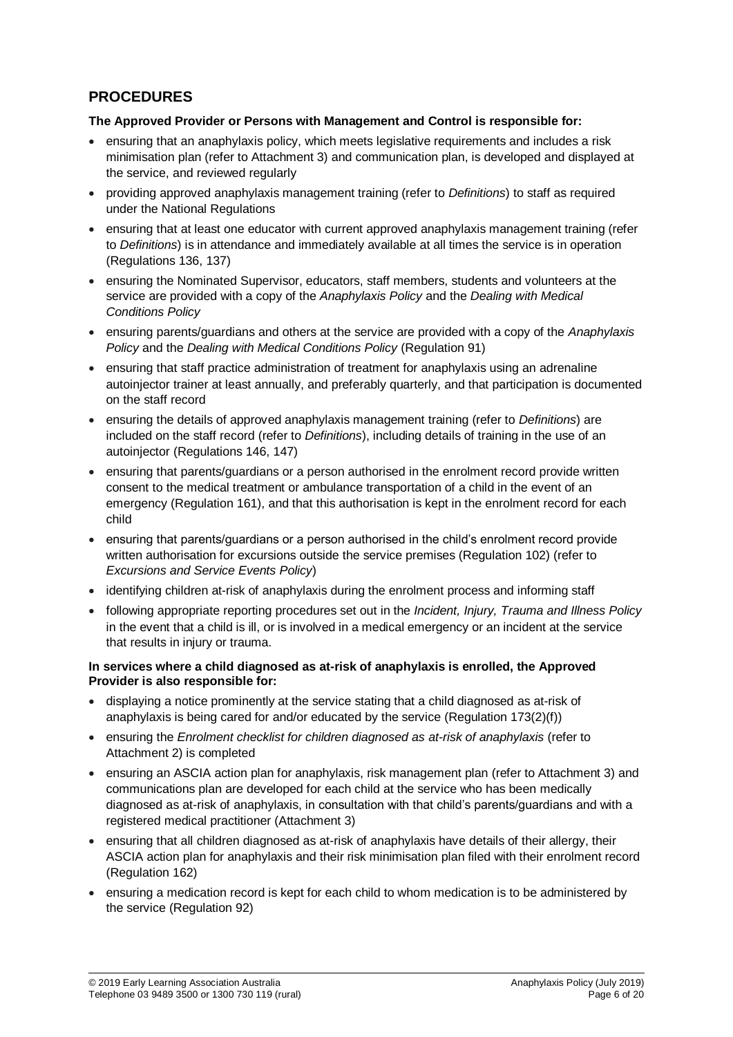## PROCEDURES

**The Approved Provider or Persons with Management and Control is responsible for:**

- ensuring that an anaphylaxis policy, which meets legislative requirements and includes a risk minimisation plan (refer to Attachment 3) and communication plan, is developed and displayed at the service, and reviewed regularly
- providing approved anaphylaxis management training (refer to *Definitions*) to staff as required under the National Regulations
- ensuring that at least one educator with current approved anaphylaxis management training (refer to *Definitions*) is in attendance and immediately available at all times the service is in operation (Regulations 136, 137)
- ensuring the Nominated Supervisor, educators, staff members, students and volunteers at the service are provided with a copy of the *Anaphylaxis Policy* and the *Dealing with Medical Conditions Policy*
- ensuring parents/guardians and others at the service are provided with a copy of the *Anaphylaxis Policy* and the *Dealing with Medical Conditions Policy* (Regulation 91)
- ensuring that staff practice administration of treatment for anaphylaxis using an adrenaline autoinjector trainer at least annually, and preferably quarterly, and that participation is documented on the staff record
- ensuring the details of approved anaphylaxis management training (refer to *Definitions*) are included on the staff record (refer to *Definitions*), including details of training in the use of an autoinjector (Regulations 146, 147)
- ensuring that parents/guardians or a person authorised in the enrolment record provide written consent to the medical treatment or ambulance transportation of a child in the event of an emergency (Regulation 161), and that this authorisation is kept in the enrolment record for each child
- ensuring that parents/guardians or a person authorised in the child's enrolment record provide written authorisation for excursions outside the service premises (Regulation 102) (refer to *Excursions and Service Events Policy*)
- identifying children at-risk of anaphylaxis during the enrolment process and informing staff
- following appropriate reporting procedures set out in the *Incident, Injury, Trauma and Illness Policy* in the event that a child is ill, or is involved in a medical emergency or an incident at the service that results in injury or trauma.

**In services where a child diagnosed as at-risk of anaphylaxis is enrolled, the Approved Provider is also responsible for:**

- displaying a notice prominently at the service stating that a child diagnosed as at-risk of anaphylaxis is being cared for and/or educated by the service (Regulation 173(2)(f))
- ensuring the *Enrolment checklist for children diagnosed as at-risk of anaphylaxis* (refer to Attachment 2) is completed
- ensuring an ASCIA action plan for anaphylaxis, risk management plan (refer to Attachment 3) and communications plan are developed for each child at the service who has been medically diagnosed as at-risk of anaphylaxis, in consultation with that child's parents/guardians and with a registered medical practitioner (Attachment 3)
- ensuring that all children diagnosed as at-risk of anaphylaxis have details of their allergy, their ASCIA action plan for anaphylaxis and their risk minimisation plan filed with their enrolment record (Regulation 162)
- ensuring a medication record is kept for each child to whom medication is to be administered by the service (Regulation 92)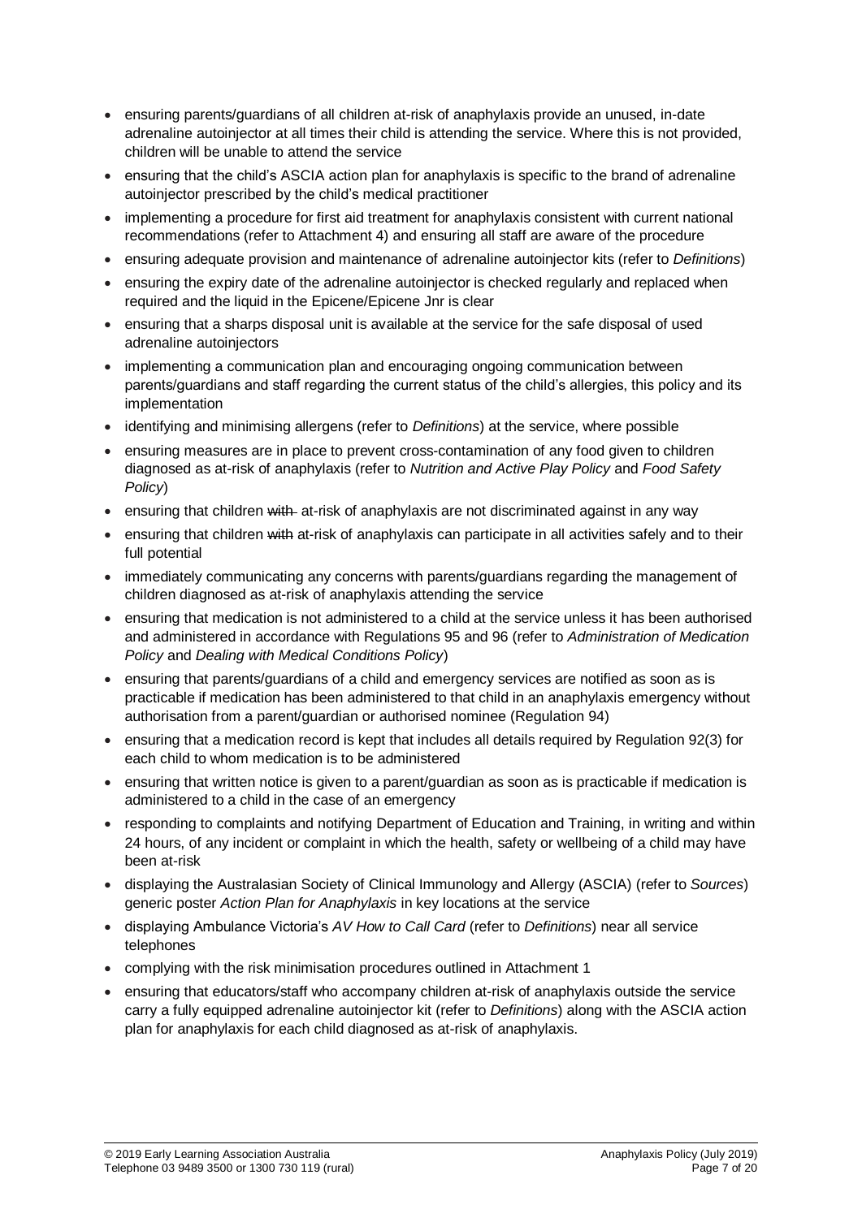- ensuring parents/guardians of all children at-risk of anaphylaxis provide an unused, in-date adrenaline autoinjector at all times their child is attending the service. Where this is not provided, children will be unable to attend the service
- ensuring that the child's ASCIA action plan for anaphylaxis is specific to the brand of adrenaline autoinjector prescribed by the child's medical practitioner
- implementing a procedure for first aid treatment for anaphylaxis consistent with current national recommendations (refer to Attachment 4) and ensuring all staff are aware of the procedure
- ensuring adequate provision and maintenance of adrenaline autoinjector kits (refer to *Definitions*)
- ensuring the expiry date of the adrenaline autoinjector is checked regularly and replaced when required and the liquid in the Epicene/Epicene Jnr is clear
- ensuring that a sharps disposal unit is available at the service for the safe disposal of used adrenaline autoinjectors
- implementing a communication plan and encouraging ongoing communication between parents/guardians and staff regarding the current status of the child's allergies, this policy and its implementation
- identifying and minimising allergens (refer to *Definitions*) at the service, where possible
- ensuring measures are in place to prevent cross-contamination of any food given to children diagnosed as at-risk of anaphylaxis (refer to *Nutrition and Active Play Policy* and *Food Safety Policy*)
- ensuring that children ~~with~~ at-risk of anaphylaxis are not discriminated against in any way
- ensuring that children ~~with~~ at-risk of anaphylaxis can participate in all activities safely and to their full potential
- immediately communicating any concerns with parents/guardians regarding the management of children diagnosed as at-risk of anaphylaxis attending the service
- ensuring that medication is not administered to a child at the service unless it has been authorised and administered in accordance with Regulations 95 and 96 (refer to *Administration of Medication Policy* and *Dealing with Medical Conditions Policy*)
- ensuring that parents/guardians of a child and emergency services are notified as soon as is practicable if medication has been administered to that child in an anaphylaxis emergency without authorisation from a parent/guardian or authorised nominee (Regulation 94)
- ensuring that a medication record is kept that includes all details required by Regulation 92(3) for each child to whom medication is to be administered
- ensuring that written notice is given to a parent/guardian as soon as is practicable if medication is administered to a child in the case of an emergency
- responding to complaints and notifying Department of Education and Training, in writing and within 24 hours, of any incident or complaint in which the health, safety or wellbeing of a child may have been at-risk
- displaying the Australasian Society of Clinical Immunology and Allergy (ASCIA) (refer to *Sources*) generic poster *Action Plan for Anaphylaxis* in key locations at the service
- displaying Ambulance Victoria's *AV How to Call Card* (refer to *Definitions*) near all service telephones
- complying with the risk minimisation procedures outlined in Attachment 1
- ensuring that educators/staff who accompany children at-risk of anaphylaxis outside the service carry a fully equipped adrenaline autoinjector kit (refer to *Definitions*) along with the ASCIA action plan for anaphylaxis for each child diagnosed as at-risk of anaphylaxis.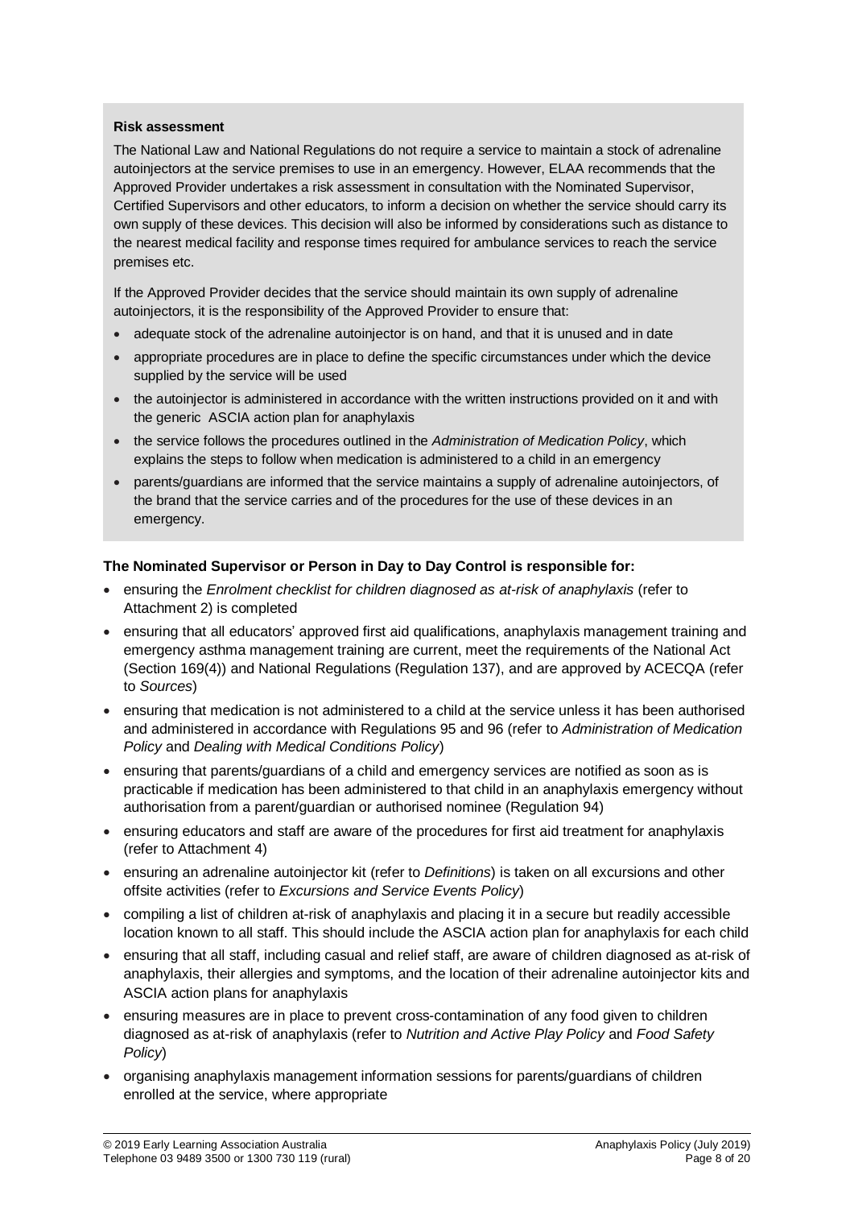**Risk assessment**

The National Law and National Regulations do not require a service to maintain a stock of adrenaline autoinjectors at the service premises to use in an emergency. However, ELAA recommends that the Approved Provider undertakes a risk assessment in consultation with the Nominated Supervisor, Certified Supervisors and other educators, to inform a decision on whether the service should carry its own supply of these devices. This decision will also be informed by considerations such as distance to the nearest medical facility and response times required for ambulance services to reach the service premises etc.

If the Approved Provider decides that the service should maintain its own supply of adrenaline autoinjectors, it is the responsibility of the Approved Provider to ensure that:

- adequate stock of the adrenaline autoinjector is on hand, and that it is unused and in date
- appropriate procedures are in place to define the specific circumstances under which the device supplied by the service will be used
- the autoinjector is administered in accordance with the written instructions provided on it and with the generic ASCIA action plan for anaphylaxis
- the service follows the procedures outlined in the *Administration of Medication Policy*, which explains the steps to follow when medication is administered to a child in an emergency
- parents/guardians are informed that the service maintains a supply of adrenaline autoinjectors, of the brand that the service carries and of the procedures for the use of these devices in an emergency.

**The Nominated Supervisor or Person in Day to Day Control is responsible for:**

- ensuring the *Enrolment checklist for children diagnosed as at-risk of anaphylaxis* (refer to Attachment 2) is completed
- ensuring that all educators' approved first aid qualifications, anaphylaxis management training and emergency asthma management training are current, meet the requirements of the National Act (Section 169(4)) and National Regulations (Regulation 137), and are approved by ACECQA (refer to *Sources*)
- ensuring that medication is not administered to a child at the service unless it has been authorised and administered in accordance with Regulations 95 and 96 (refer to *Administration of Medication Policy* and *Dealing with Medical Conditions Policy*)
- ensuring that parents/guardians of a child and emergency services are notified as soon as is practicable if medication has been administered to that child in an anaphylaxis emergency without authorisation from a parent/guardian or authorised nominee (Regulation 94)
- ensuring educators and staff are aware of the procedures for first aid treatment for anaphylaxis (refer to Attachment 4)
- ensuring an adrenaline autoinjector kit (refer to *Definitions*) is taken on all excursions and other offsite activities (refer to *Excursions and Service Events Policy*)
- compiling a list of children at-risk of anaphylaxis and placing it in a secure but readily accessible location known to all staff. This should include the ASCIA action plan for anaphylaxis for each child
- ensuring that all staff, including casual and relief staff, are aware of children diagnosed as at-risk of anaphylaxis, their allergies and symptoms, and the location of their adrenaline autoinjector kits and ASCIA action plans for anaphylaxis
- ensuring measures are in place to prevent cross-contamination of any food given to children diagnosed as at-risk of anaphylaxis (refer to *Nutrition and Active Play Policy* and *Food Safety Policy*)
- organising anaphylaxis management information sessions for parents/guardians of children enrolled at the service, where appropriate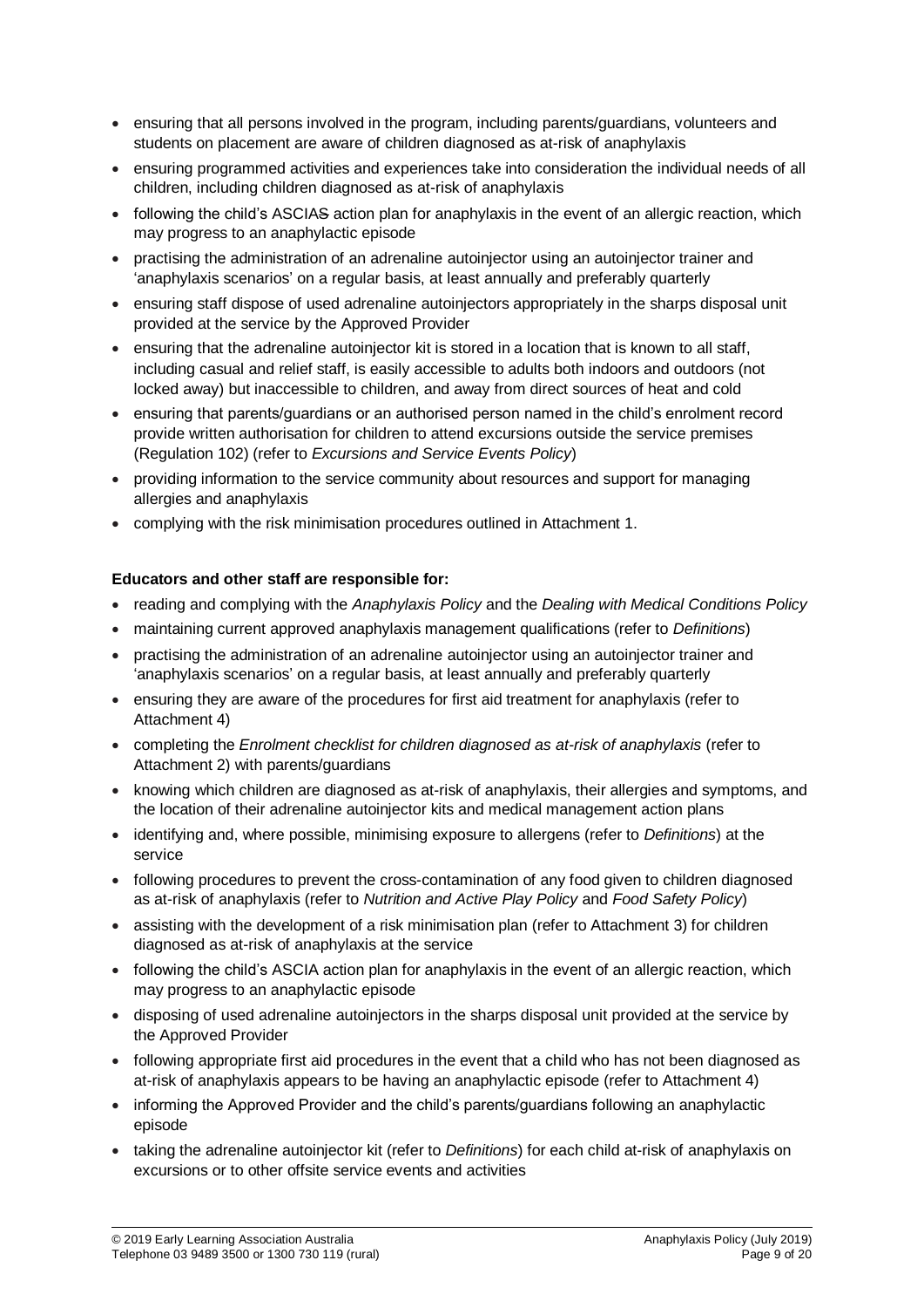- ensuring that all persons involved in the program, including parents/guardians, volunteers and students on placement are aware of children diagnosed as at-risk of anaphylaxis
- ensuring programmed activities and experiences take into consideration the individual needs of all children, including children diagnosed as at-risk of anaphylaxis
- following the child's ASCIAS action plan for anaphylaxis in the event of an allergic reaction, which may progress to an anaphylactic episode
- practising the administration of an adrenaline autoinjector using an autoinjector trainer and 'anaphylaxis scenarios' on a regular basis, at least annually and preferably quarterly
- ensuring staff dispose of used adrenaline autoinjectors appropriately in the sharps disposal unit provided at the service by the Approved Provider
- ensuring that the adrenaline autoinjector kit is stored in a location that is known to all staff, including casual and relief staff, is easily accessible to adults both indoors and outdoors (not locked away) but inaccessible to children, and away from direct sources of heat and cold
- ensuring that parents/guardians or an authorised person named in the child's enrolment record provide written authorisation for children to attend excursions outside the service premises (Regulation 102) (refer to *Excursions and Service Events Policy*)
- providing information to the service community about resources and support for managing allergies and anaphylaxis
- complying with the risk minimisation procedures outlined in Attachment 1.

**Educators and other staff are responsible for:**

- reading and complying with the *Anaphylaxis Policy* and the *Dealing with Medical Conditions Policy*
- maintaining current approved anaphylaxis management qualifications (refer to *Definitions*)
- practising the administration of an adrenaline autoinjector using an autoinjector trainer and 'anaphylaxis scenarios' on a regular basis, at least annually and preferably quarterly
- ensuring they are aware of the procedures for first aid treatment for anaphylaxis (refer to Attachment 4)
- completing the *Enrolment checklist for children diagnosed as at-risk of anaphylaxis* (refer to Attachment 2) with parents/guardians
- knowing which children are diagnosed as at-risk of anaphylaxis, their allergies and symptoms, and the location of their adrenaline autoinjector kits and medical management action plans
- identifying and, where possible, minimising exposure to allergens (refer to *Definitions*) at the service
- following procedures to prevent the cross-contamination of any food given to children diagnosed as at-risk of anaphylaxis (refer to *Nutrition and Active Play Policy* and *Food Safety Policy*)
- assisting with the development of a risk minimisation plan (refer to Attachment 3) for children diagnosed as at-risk of anaphylaxis at the service
- following the child's ASCIA action plan for anaphylaxis in the event of an allergic reaction, which may progress to an anaphylactic episode
- disposing of used adrenaline autoinjectors in the sharps disposal unit provided at the service by the Approved Provider
- following appropriate first aid procedures in the event that a child who has not been diagnosed as at-risk of anaphylaxis appears to be having an anaphylactic episode (refer to Attachment 4)
- informing the Approved Provider and the child's parents/guardians following an anaphylactic episode
- taking the adrenaline autoinjector kit (refer to *Definitions*) for each child at-risk of anaphylaxis on excursions or to other offsite service events and activities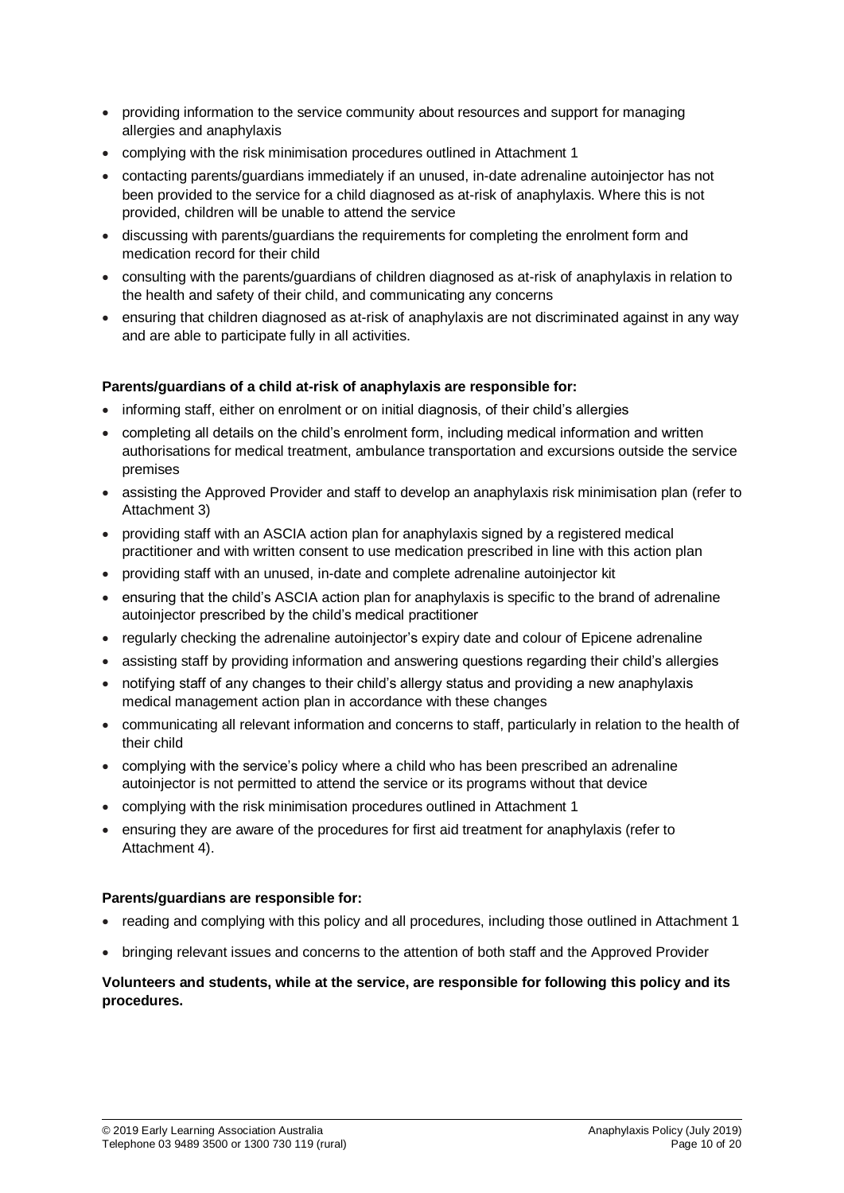- providing information to the service community about resources and support for managing allergies and anaphylaxis
- complying with the risk minimisation procedures outlined in Attachment 1
- contacting parents/guardians immediately if an unused, in-date adrenaline autoinjector has not been provided to the service for a child diagnosed as at-risk of anaphylaxis. Where this is not provided, children will be unable to attend the service
- discussing with parents/guardians the requirements for completing the enrolment form and medication record for their child
- consulting with the parents/guardians of children diagnosed as at-risk of anaphylaxis in relation to the health and safety of their child, and communicating any concerns
- ensuring that children diagnosed as at-risk of anaphylaxis are not discriminated against in any way and are able to participate fully in all activities.

**Parents/guardians of a child at-risk of anaphylaxis are responsible for:**

- informing staff, either on enrolment or on initial diagnosis, of their child's allergies
- completing all details on the child's enrolment form, including medical information and written authorisations for medical treatment, ambulance transportation and excursions outside the service premises
- assisting the Approved Provider and staff to develop an anaphylaxis risk minimisation plan (refer to Attachment 3)
- providing staff with an ASCIA action plan for anaphylaxis signed by a registered medical practitioner and with written consent to use medication prescribed in line with this action plan
- providing staff with an unused, in-date and complete adrenaline autoinjector kit
- ensuring that the child's ASCIA action plan for anaphylaxis is specific to the brand of adrenaline autoinjector prescribed by the child's medical practitioner
- regularly checking the adrenaline autoinjector's expiry date and colour of Epicene adrenaline
- assisting staff by providing information and answering questions regarding their child's allergies
- notifying staff of any changes to their child's allergy status and providing a new anaphylaxis medical management action plan in accordance with these changes
- communicating all relevant information and concerns to staff, particularly in relation to the health of their child
- complying with the service's policy where a child who has been prescribed an adrenaline autoinjector is not permitted to attend the service or its programs without that device
- complying with the risk minimisation procedures outlined in Attachment 1
- ensuring they are aware of the procedures for first aid treatment for anaphylaxis (refer to Attachment 4).

**Parents/guardians are responsible for:**

- reading and complying with this policy and all procedures, including those outlined in Attachment 1
- bringing relevant issues and concerns to the attention of both staff and the Approved Provider

**Volunteers and students, while at the service, are responsible for following this policy and its procedures.**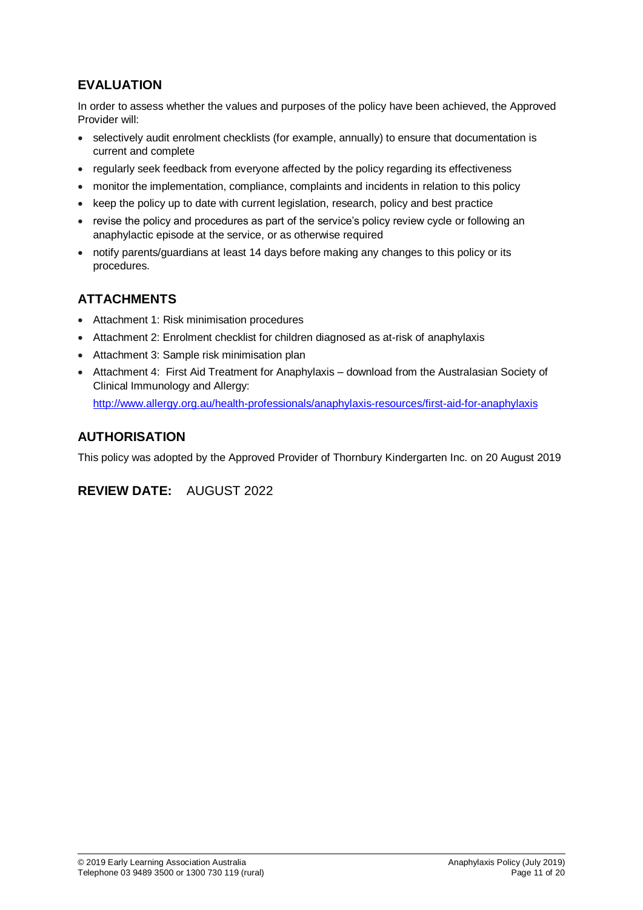## EVALUATION

In order to assess whether the values and purposes of the policy have been achieved, the Approved Provider will:

- selectively audit enrolment checklists (for example, annually) to ensure that documentation is current and complete
- regularly seek feedback from everyone affected by the policy regarding its effectiveness
- monitor the implementation, compliance, complaints and incidents in relation to this policy
- keep the policy up to date with current legislation, research, policy and best practice
- revise the policy and procedures as part of the service's policy review cycle or following an anaphylactic episode at the service, or as otherwise required
- notify parents/guardians at least 14 days before making any changes to this policy or its procedures.

## ATTACHMENTS

- Attachment 1: Risk minimisation procedures
- Attachment 2: Enrolment checklist for children diagnosed as at-risk of anaphylaxis
- Attachment 3: Sample risk minimisation plan
- Attachment 4: First Aid Treatment for Anaphylaxis – download from the Australasian Society of Clinical Immunology and Allergy:
  http://www.allergy.org.au/health-professionals/anaphylaxis-resources/first-aid-for-anaphylaxis

## AUTHORISATION

This policy was adopted by the Approved Provider of Thornbury Kindergarten Inc. on 20 August 2019

**REVIEW DATE:** AUGUST 2022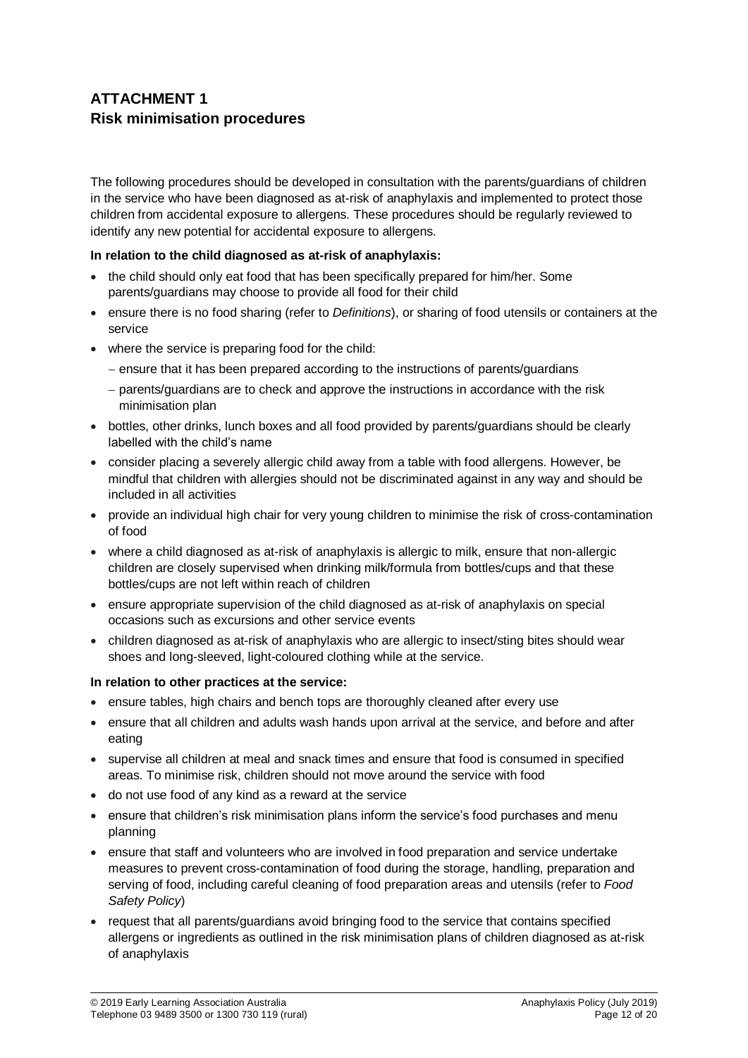## ATTACHMENT 1
## Risk minimisation procedures

The following procedures should be developed in consultation with the parents/guardians of children in the service who have been diagnosed as at-risk of anaphylaxis and implemented to protect those children from accidental exposure to allergens. These procedures should be regularly reviewed to identify any new potential for accidental exposure to allergens.

**In relation to the child diagnosed as at-risk of anaphylaxis:**

- the child should only eat food that has been specifically prepared for him/her. Some parents/guardians may choose to provide all food for their child
- ensure there is no food sharing (refer to *Definitions*), or sharing of food utensils or containers at the service
- where the service is preparing food for the child:
  - ensure that it has been prepared according to the instructions of parents/guardians
  - parents/guardians are to check and approve the instructions in accordance with the risk minimisation plan
- bottles, other drinks, lunch boxes and all food provided by parents/guardians should be clearly labelled with the child's name
- consider placing a severely allergic child away from a table with food allergens. However, be mindful that children with allergies should not be discriminated against in any way and should be included in all activities
- provide an individual high chair for very young children to minimise the risk of cross-contamination of food
- where a child diagnosed as at-risk of anaphylaxis is allergic to milk, ensure that non-allergic children are closely supervised when drinking milk/formula from bottles/cups and that these bottles/cups are not left within reach of children
- ensure appropriate supervision of the child diagnosed as at-risk of anaphylaxis on special occasions such as excursions and other service events
- children diagnosed as at-risk of anaphylaxis who are allergic to insect/sting bites should wear shoes and long-sleeved, light-coloured clothing while at the service.

**In relation to other practices at the service:**

- ensure tables, high chairs and bench tops are thoroughly cleaned after every use
- ensure that all children and adults wash hands upon arrival at the service, and before and after eating
- supervise all children at meal and snack times and ensure that food is consumed in specified areas. To minimise risk, children should not move around the service with food
- do not use food of any kind as a reward at the service
- ensure that children's risk minimisation plans inform the service's food purchases and menu planning
- ensure that staff and volunteers who are involved in food preparation and service undertake measures to prevent cross-contamination of food during the storage, handling, preparation and serving of food, including careful cleaning of food preparation areas and utensils (refer to *Food Safety Policy*)
- request that all parents/guardians avoid bringing food to the service that contains specified allergens or ingredients as outlined in the risk minimisation plans of children diagnosed as at-risk of anaphylaxis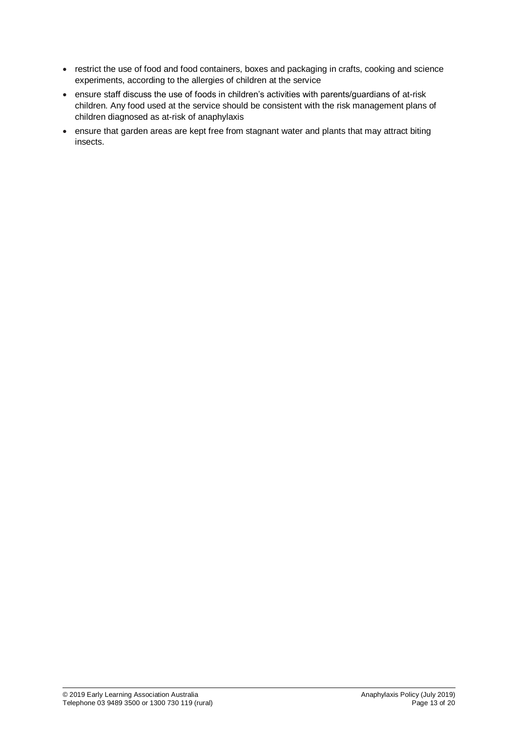- restrict the use of food and food containers, boxes and packaging in crafts, cooking and science experiments, according to the allergies of children at the service
- ensure staff discuss the use of foods in children's activities with parents/guardians of at-risk children. Any food used at the service should be consistent with the risk management plans of children diagnosed as at-risk of anaphylaxis
- ensure that garden areas are kept free from stagnant water and plants that may attract biting insects.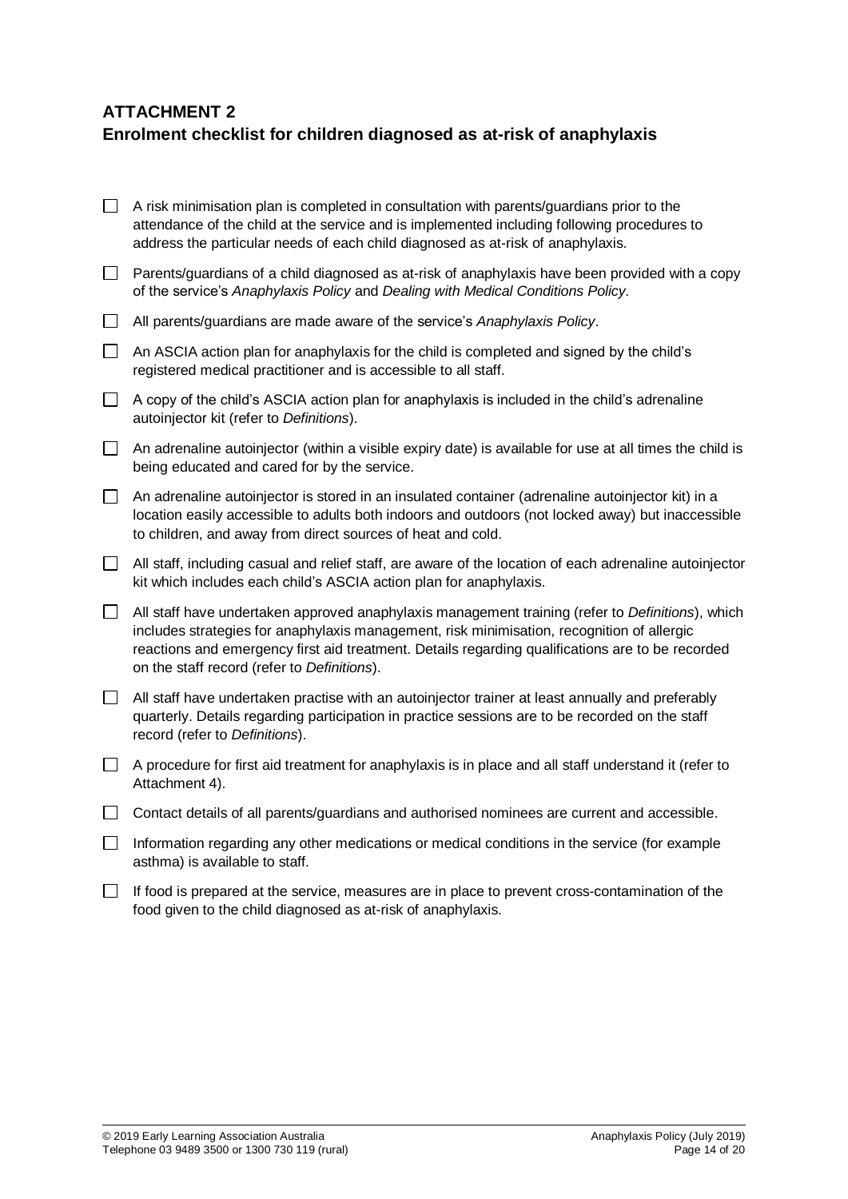## ATTACHMENT 2
## Enrolment checklist for children diagnosed as at-risk of anaphylaxis

- [ ] A risk minimisation plan is completed in consultation with parents/guardians prior to the attendance of the child at the service and is implemented including following procedures to address the particular needs of each child diagnosed as at-risk of anaphylaxis.
- [ ] Parents/guardians of a child diagnosed as at-risk of anaphylaxis have been provided with a copy of the service's *Anaphylaxis Policy* and *Dealing with Medical Conditions Policy*.
- [ ] All parents/guardians are made aware of the service's *Anaphylaxis Policy*.
- [ ] An ASCIA action plan for anaphylaxis for the child is completed and signed by the child's registered medical practitioner and is accessible to all staff.
- [ ] A copy of the child's ASCIA action plan for anaphylaxis is included in the child's adrenaline autoinjector kit (refer to *Definitions*).
- [ ] An adrenaline autoinjector (within a visible expiry date) is available for use at all times the child is being educated and cared for by the service.
- [ ] An adrenaline autoinjector is stored in an insulated container (adrenaline autoinjector kit) in a location easily accessible to adults both indoors and outdoors (not locked away) but inaccessible to children, and away from direct sources of heat and cold.
- [ ] All staff, including casual and relief staff, are aware of the location of each adrenaline autoinjector kit which includes each child's ASCIA action plan for anaphylaxis.
- [ ] All staff have undertaken approved anaphylaxis management training (refer to *Definitions*), which includes strategies for anaphylaxis management, risk minimisation, recognition of allergic reactions and emergency first aid treatment. Details regarding qualifications are to be recorded on the staff record (refer to *Definitions*).
- [ ] All staff have undertaken practise with an autoinjector trainer at least annually and preferably quarterly. Details regarding participation in practice sessions are to be recorded on the staff record (refer to *Definitions*).
- [ ] A procedure for first aid treatment for anaphylaxis is in place and all staff understand it (refer to Attachment 4).
- [ ] Contact details of all parents/guardians and authorised nominees are current and accessible.
- [ ] Information regarding any other medications or medical conditions in the service (for example asthma) is available to staff.
- [ ] If food is prepared at the service, measures are in place to prevent cross-contamination of the food given to the child diagnosed as at-risk of anaphylaxis.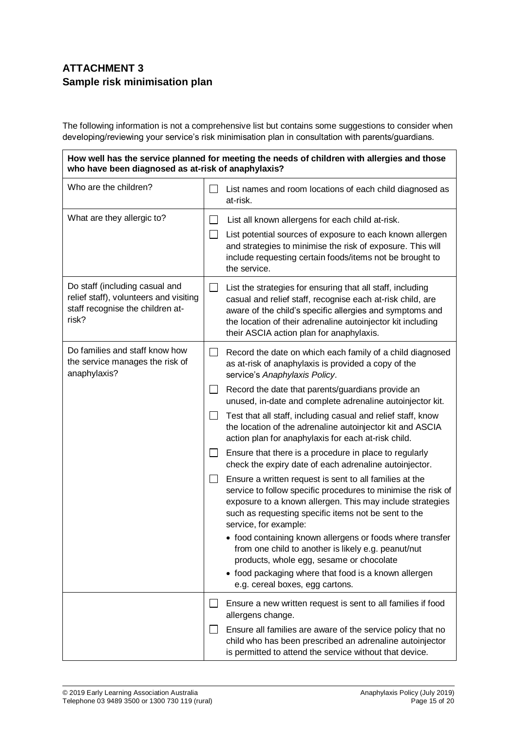## ATTACHMENT 3
## Sample risk minimisation plan

The following information is not a comprehensive list but contains some suggestions to consider when developing/reviewing your service's risk minimisation plan in consultation with parents/guardians.

| How well has the service planned for meeting the needs of children with allergies and those who have been diagnosed as at-risk of anaphylaxis? | |
|---|---|
| Who are the children? | ☐ List names and room locations of each child diagnosed as at-risk. |
| What are they allergic to? | ☐ List all known allergens for each child at-risk.<br>☐ List potential sources of exposure to each known allergen and strategies to minimise the risk of exposure. This will include requesting certain foods/items not be brought to the service. |
| Do staff (including casual and relief staff), volunteers and visiting staff recognise the children at-risk? | ☐ List the strategies for ensuring that all staff, including casual and relief staff, recognise each at-risk child, are aware of the child's specific allergies and symptoms and the location of their adrenaline autoinjector kit including their ASCIA action plan for anaphylaxis. |
| Do families and staff know how the service manages the risk of anaphylaxis? | ☐ Record the date on which each family of a child diagnosed as at-risk of anaphylaxis is provided a copy of the service's *Anaphylaxis Policy*.<br>☐ Record the date that parents/guardians provide an unused, in-date and complete adrenaline autoinjector kit.<br>☐ Test that all staff, including casual and relief staff, know the location of the adrenaline autoinjector kit and ASCIA action plan for anaphylaxis for each at-risk child.<br>☐ Ensure that there is a procedure in place to regularly check the expiry date of each adrenaline autoinjector.<br>☐ Ensure a written request is sent to all families at the service to follow specific procedures to minimise the risk of exposure to a known allergen. This may include strategies such as requesting specific items not be sent to the service, for example:<br>• food containing known allergens or foods where transfer from one child to another is likely e.g. peanut/nut products, whole egg, sesame or chocolate<br>• food packaging where that food is a known allergen e.g. cereal boxes, egg cartons. |
| | ☐ Ensure a new written request is sent to all families if food allergens change.<br>☐ Ensure all families are aware of the service policy that no child who has been prescribed an adrenaline autoinjector is permitted to attend the service without that device. |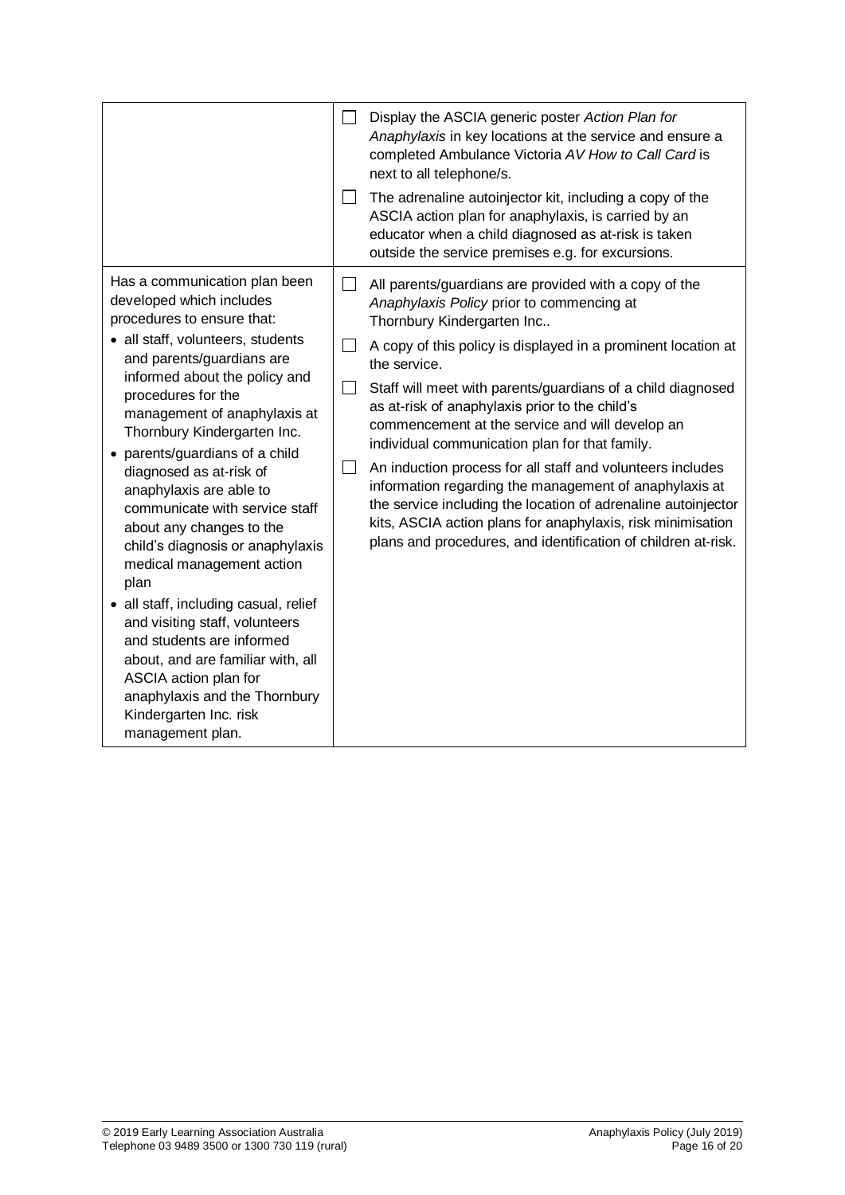| | |
|---|---|
| | ☐ Display the ASCIA generic poster *Action Plan for Anaphylaxis* in key locations at the service and ensure a completed Ambulance Victoria *AV How to Call Card* is next to all telephone/s.<br><br>☐ The adrenaline autoinjector kit, including a copy of the ASCIA action plan for anaphylaxis, is carried by an educator when a child diagnosed as at-risk is taken outside the service premises e.g. for excursions. |
| Has a communication plan been developed which includes procedures to ensure that:<br>• all staff, volunteers, students and parents/guardians are informed about the policy and procedures for the management of anaphylaxis at Thornbury Kindergarten Inc.<br>• parents/guardians of a child diagnosed as at-risk of anaphylaxis are able to communicate with service staff about any changes to the child's diagnosis or anaphylaxis medical management action plan<br>• all staff, including casual, relief and visiting staff, volunteers and students are informed about, and are familiar with, all ASCIA action plan for anaphylaxis and the Thornbury Kindergarten Inc. risk management plan. | ☐ All parents/guardians are provided with a copy of the *Anaphylaxis Policy* prior to commencing at Thornbury Kindergarten Inc..<br><br>☐ A copy of this policy is displayed in a prominent location at the service.<br><br>☐ Staff will meet with parents/guardians of a child diagnosed as at-risk of anaphylaxis prior to the child's commencement at the service and will develop an individual communication plan for that family.<br><br>☐ An induction process for all staff and volunteers includes information regarding the management of anaphylaxis at the service including the location of adrenaline autoinjector kits, ASCIA action plans for anaphylaxis, risk minimisation plans and procedures, and identification of children at-risk. |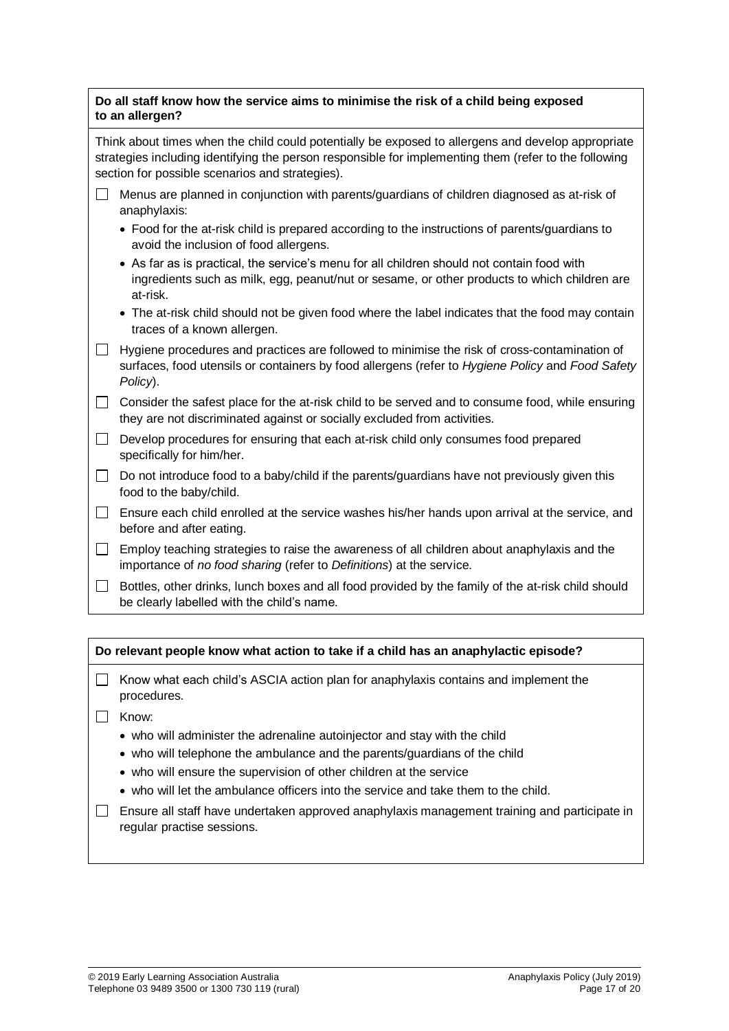**Do all staff know how the service aims to minimise the risk of a child being exposed to an allergen?**

Think about times when the child could potentially be exposed to allergens and develop appropriate strategies including identifying the person responsible for implementing them (refer to the following section for possible scenarios and strategies).

- ☐ Menus are planned in conjunction with parents/guardians of children diagnosed as at-risk of anaphylaxis:
  - Food for the at-risk child is prepared according to the instructions of parents/guardians to avoid the inclusion of food allergens.
  - As far as is practical, the service's menu for all children should not contain food with ingredients such as milk, egg, peanut/nut or sesame, or other products to which children are at-risk.
  - The at-risk child should not be given food where the label indicates that the food may contain traces of a known allergen.
- ☐ Hygiene procedures and practices are followed to minimise the risk of cross-contamination of surfaces, food utensils or containers by food allergens (refer to *Hygiene Policy* and *Food Safety Policy*).
- ☐ Consider the safest place for the at-risk child to be served and to consume food, while ensuring they are not discriminated against or socially excluded from activities.
- ☐ Develop procedures for ensuring that each at-risk child only consumes food prepared specifically for him/her.
- ☐ Do not introduce food to a baby/child if the parents/guardians have not previously given this food to the baby/child.
- ☐ Ensure each child enrolled at the service washes his/her hands upon arrival at the service, and before and after eating.
- ☐ Employ teaching strategies to raise the awareness of all children about anaphylaxis and the importance of *no food sharing* (refer to *Definitions*) at the service.
- ☐ Bottles, other drinks, lunch boxes and all food provided by the family of the at-risk child should be clearly labelled with the child's name.

**Do relevant people know what action to take if a child has an anaphylactic episode?**

- ☐ Know what each child's ASCIA action plan for anaphylaxis contains and implement the procedures.
- ☐ Know:
  - who will administer the adrenaline autoinjector and stay with the child
  - who will telephone the ambulance and the parents/guardians of the child
  - who will ensure the supervision of other children at the service
  - who will let the ambulance officers into the service and take them to the child.
- ☐ Ensure all staff have undertaken approved anaphylaxis management training and participate in regular practise sessions.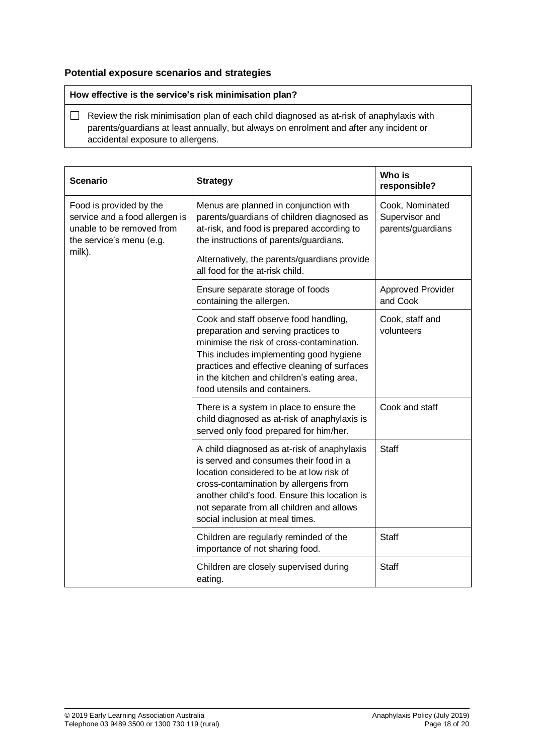### Potential exposure scenarios and strategies

| How effective is the service's risk minimisation plan? |
|---|
| ☐ Review the risk minimisation plan of each child diagnosed as at-risk of anaphylaxis with parents/guardians at least annually, but always on enrolment and after any incident or accidental exposure to allergens. |

| Scenario | Strategy | Who is responsible? |
|---|---|---|
| Food is provided by the service and a food allergen is unable to be removed from the service's menu (e.g. milk). | Menus are planned in conjunction with parents/guardians of children diagnosed as at-risk, and food is prepared according to the instructions of parents/guardians.<br><br>Alternatively, the parents/guardians provide all food for the at-risk child. | Cook, Nominated Supervisor and parents/guardians |
| | Ensure separate storage of foods containing the allergen. | Approved Provider and Cook |
| | Cook and staff observe food handling, preparation and serving practices to minimise the risk of cross-contamination. This includes implementing good hygiene practices and effective cleaning of surfaces in the kitchen and children's eating area, food utensils and containers. | Cook, staff and volunteers |
| | There is a system in place to ensure the child diagnosed as at-risk of anaphylaxis is served only food prepared for him/her. | Cook and staff |
| | A child diagnosed as at-risk of anaphylaxis is served and consumes their food in a location considered to be at low risk of cross-contamination by allergens from another child's food. Ensure this location is not separate from all children and allows social inclusion at meal times. | Staff |
| | Children are regularly reminded of the importance of not sharing food. | Staff |
| | Children are closely supervised during eating. | Staff |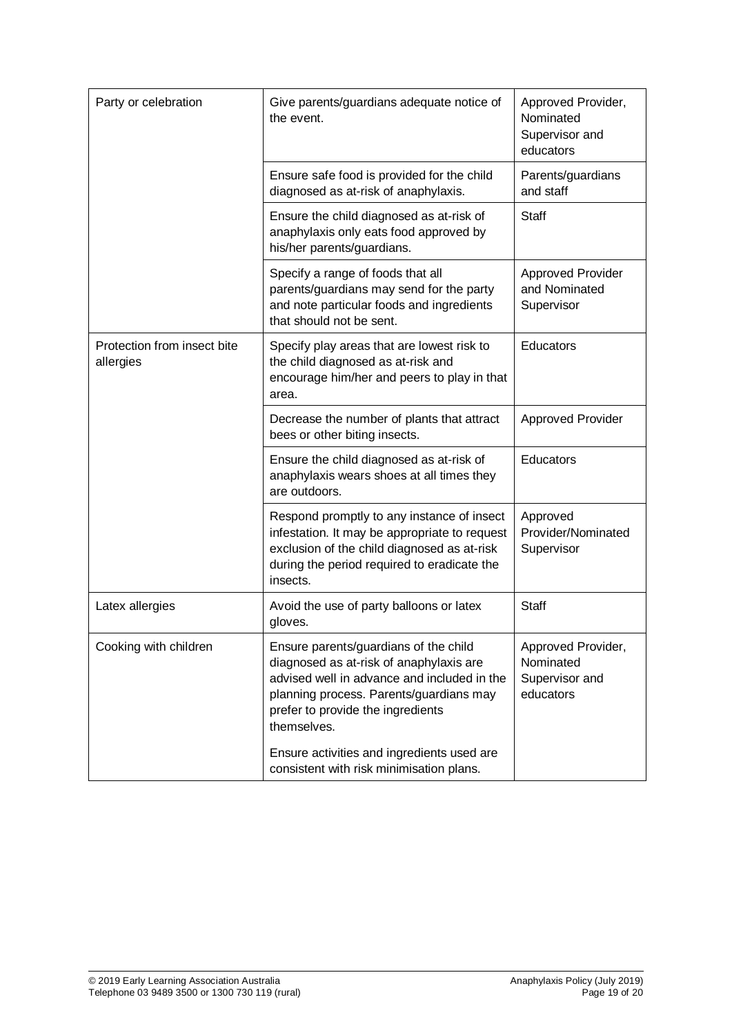| | | |
|---|---|---|
| Party or celebration | Give parents/guardians adequate notice of the event. | Approved Provider, Nominated Supervisor and educators |
| | Ensure safe food is provided for the child diagnosed as at-risk of anaphylaxis. | Parents/guardians and staff |
| | Ensure the child diagnosed as at-risk of anaphylaxis only eats food approved by his/her parents/guardians. | Staff |
| | Specify a range of foods that all parents/guardians may send for the party and note particular foods and ingredients that should not be sent. | Approved Provider and Nominated Supervisor |
| Protection from insect bite allergies | Specify play areas that are lowest risk to the child diagnosed as at-risk and encourage him/her and peers to play in that area. | Educators |
| | Decrease the number of plants that attract bees or other biting insects. | Approved Provider |
| | Ensure the child diagnosed as at-risk of anaphylaxis wears shoes at all times they are outdoors. | Educators |
| | Respond promptly to any instance of insect infestation. It may be appropriate to request exclusion of the child diagnosed as at-risk during the period required to eradicate the insects. | Approved Provider/Nominated Supervisor |
| Latex allergies | Avoid the use of party balloons or latex gloves. | Staff |
| Cooking with children | Ensure parents/guardians of the child diagnosed as at-risk of anaphylaxis are advised well in advance and included in the planning process. Parents/guardians may prefer to provide the ingredients themselves.<br><br>Ensure activities and ingredients used are consistent with risk minimisation plans. | Approved Provider, Nominated Supervisor and educators |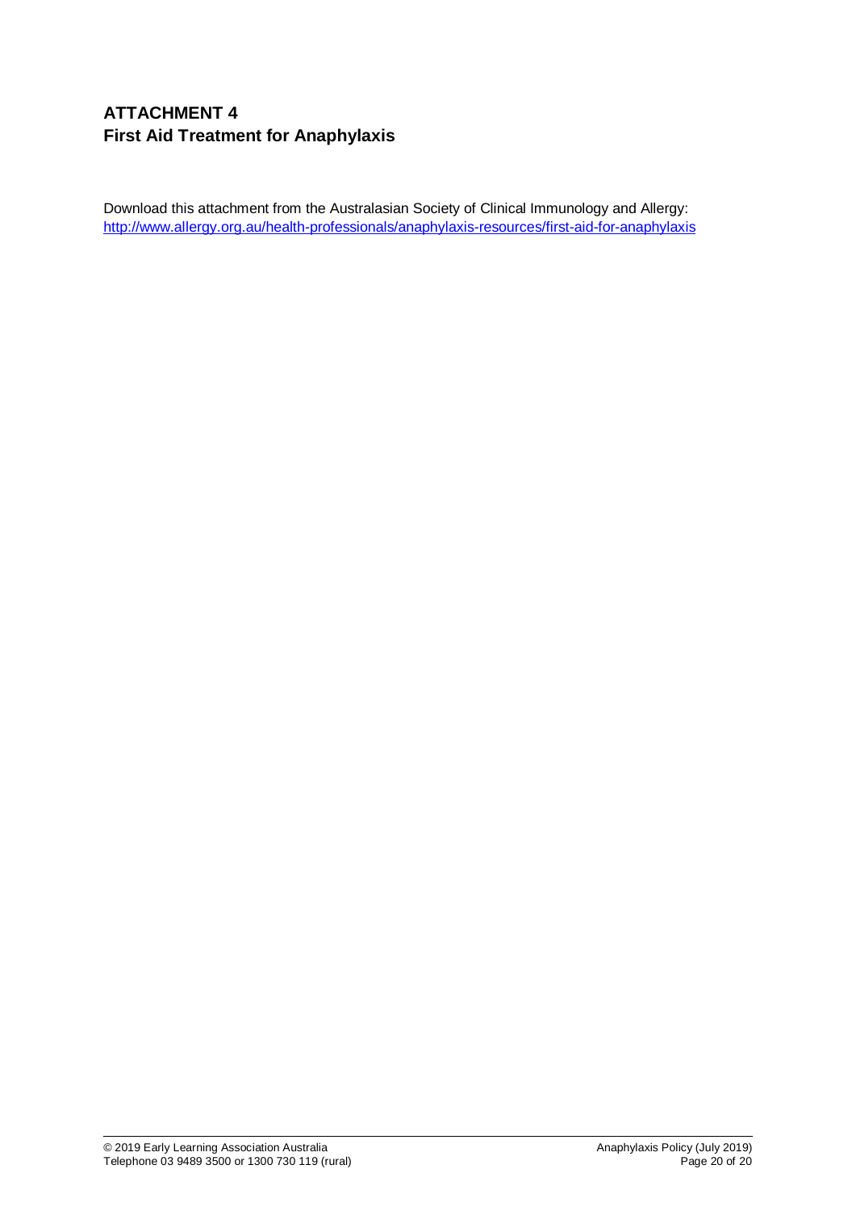## ATTACHMENT 4
## First Aid Treatment for Anaphylaxis

Download this attachment from the Australasian Society of Clinical Immunology and Allergy: [http://www.allergy.org.au/health-professionals/anaphylaxis-resources/first-aid-for-anaphylaxis](http://www.allergy.org.au/health-professionals/anaphylaxis-resources/first-aid-for-anaphylaxis)